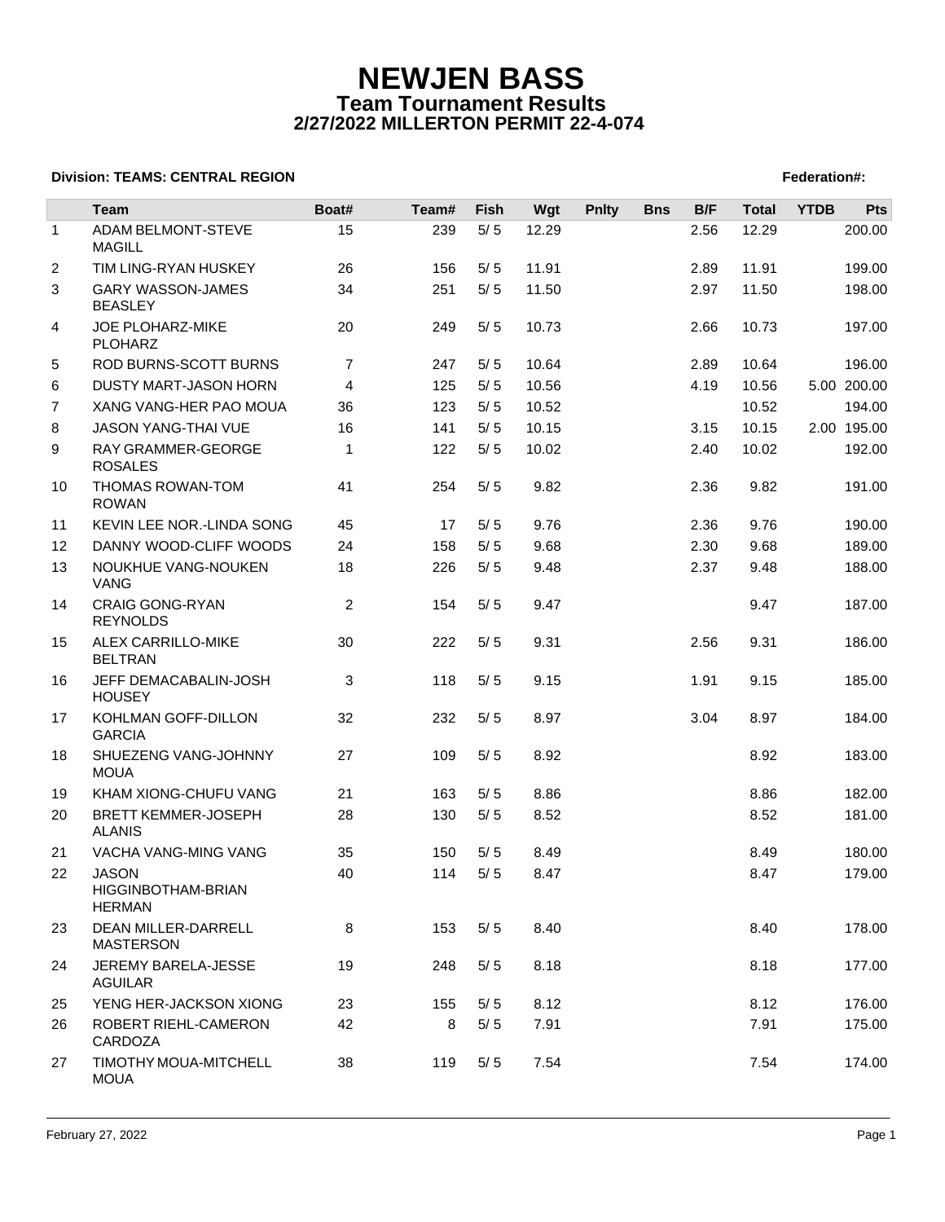# NEWJEN BASS

## Team Tournament Results

### 2/27/2022 MILLERTON PERMIT 22-4-074

**Division: TEAMS: CENTRAL REGION** **Federation#:**

| | Team | Boat# | Team# | Fish | Wgt | Pnlty | Bns | B/F | Total | YTDB | Pts |
|---|---|---|---|---|---|---|---|---|---|---|---|
| 1 | ADAM BELMONT-STEVE MAGILL | 15 | 239 | 5/ 5 | 12.29 | | | 2.56 | 12.29 | | 200.00 |
| 2 | TIM LING-RYAN HUSKEY | 26 | 156 | 5/ 5 | 11.91 | | | 2.89 | 11.91 | | 199.00 |
| 3 | GARY WASSON-JAMES BEASLEY | 34 | 251 | 5/ 5 | 11.50 | | | 2.97 | 11.50 | | 198.00 |
| 4 | JOE PLOHARZ-MIKE PLOHARZ | 20 | 249 | 5/ 5 | 10.73 | | | 2.66 | 10.73 | | 197.00 |
| 5 | ROD BURNS-SCOTT BURNS | 7 | 247 | 5/ 5 | 10.64 | | | 2.89 | 10.64 | | 196.00 |
| 6 | DUSTY MART-JASON HORN | 4 | 125 | 5/ 5 | 10.56 | | | 4.19 | 10.56 | 5.00 | 200.00 |
| 7 | XANG VANG-HER PAO MOUA | 36 | 123 | 5/ 5 | 10.52 | | | | 10.52 | | 194.00 |
| 8 | JASON YANG-THAI VUE | 16 | 141 | 5/ 5 | 10.15 | | | 3.15 | 10.15 | 2.00 | 195.00 |
| 9 | RAY GRAMMER-GEORGE ROSALES | 1 | 122 | 5/ 5 | 10.02 | | | 2.40 | 10.02 | | 192.00 |
| 10 | THOMAS ROWAN-TOM ROWAN | 41 | 254 | 5/ 5 | 9.82 | | | 2.36 | 9.82 | | 191.00 |
| 11 | KEVIN LEE NOR.-LINDA SONG | 45 | 17 | 5/ 5 | 9.76 | | | 2.36 | 9.76 | | 190.00 |
| 12 | DANNY WOOD-CLIFF WOODS | 24 | 158 | 5/ 5 | 9.68 | | | 2.30 | 9.68 | | 189.00 |
| 13 | NOUKHUE VANG-NOUKEN VANG | 18 | 226 | 5/ 5 | 9.48 | | | 2.37 | 9.48 | | 188.00 |
| 14 | CRAIG GONG-RYAN REYNOLDS | 2 | 154 | 5/ 5 | 9.47 | | | | 9.47 | | 187.00 |
| 15 | ALEX CARRILLO-MIKE BELTRAN | 30 | 222 | 5/ 5 | 9.31 | | | 2.56 | 9.31 | | 186.00 |
| 16 | JEFF DEMACABALIN-JOSH HOUSEY | 3 | 118 | 5/ 5 | 9.15 | | | 1.91 | 9.15 | | 185.00 |
| 17 | KOHLMAN GOFF-DILLON GARCIA | 32 | 232 | 5/ 5 | 8.97 | | | 3.04 | 8.97 | | 184.00 |
| 18 | SHUEZENG VANG-JOHNNY MOUA | 27 | 109 | 5/ 5 | 8.92 | | | | 8.92 | | 183.00 |
| 19 | KHAM XIONG-CHUFU VANG | 21 | 163 | 5/ 5 | 8.86 | | | | 8.86 | | 182.00 |
| 20 | BRETT KEMMER-JOSEPH ALANIS | 28 | 130 | 5/ 5 | 8.52 | | | | 8.52 | | 181.00 |
| 21 | VACHA VANG-MING VANG | 35 | 150 | 5/ 5 | 8.49 | | | | 8.49 | | 180.00 |
| 22 | JASON HIGGINBOTHAM-BRIAN HERMAN | 40 | 114 | 5/ 5 | 8.47 | | | | 8.47 | | 179.00 |
| 23 | DEAN MILLER-DARRELL MASTERSON | 8 | 153 | 5/ 5 | 8.40 | | | | 8.40 | | 178.00 |
| 24 | JEREMY BARELA-JESSE AGUILAR | 19 | 248 | 5/ 5 | 8.18 | | | | 8.18 | | 177.00 |
| 25 | YENG HER-JACKSON XIONG | 23 | 155 | 5/ 5 | 8.12 | | | | 8.12 | | 176.00 |
| 26 | ROBERT RIEHL-CAMERON CARDOZA | 42 | 8 | 5/ 5 | 7.91 | | | | 7.91 | | 175.00 |
| 27 | TIMOTHY MOUA-MITCHELL MOUA | 38 | 119 | 5/ 5 | 7.54 | | | | 7.54 | | 174.00 |

February 27, 2022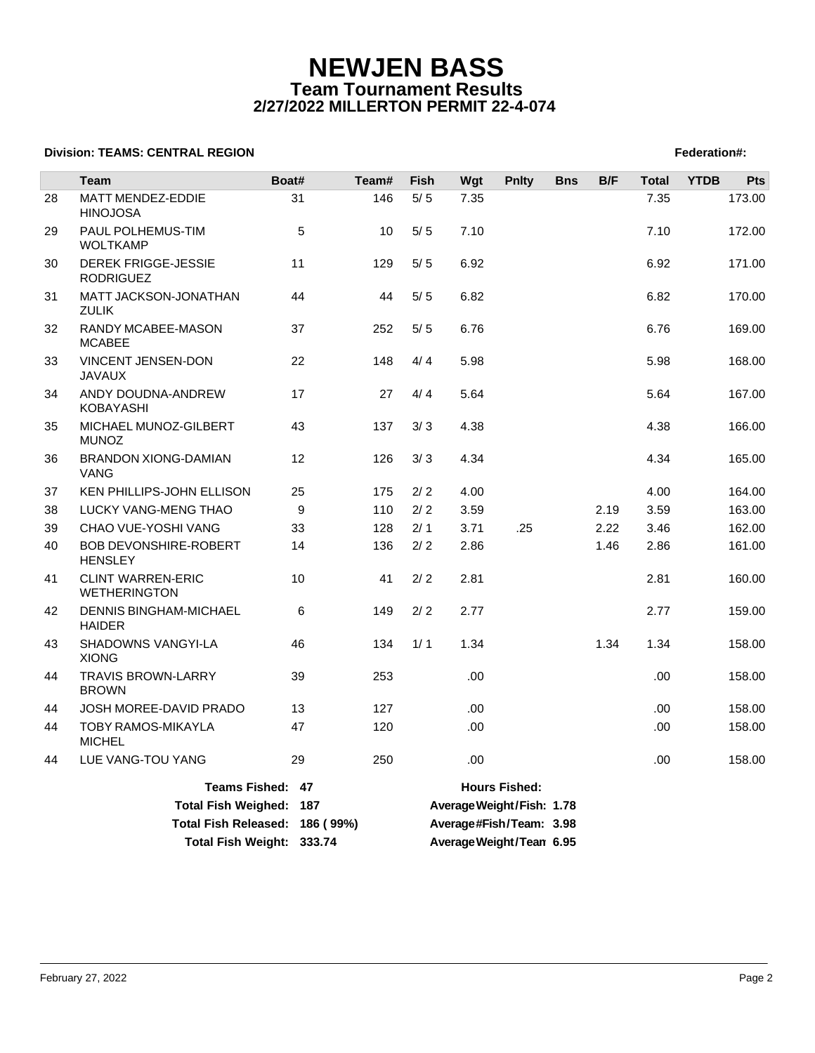# NEWJEN BASS

## Team Tournament Results

## 2/27/2022 MILLERTON PERMIT 22-4-074

**Division: TEAMS: CENTRAL REGION** **Federation#:**

| | Team | Boat# | Team# | Fish | Wgt | Pnlty | Bns | B/F | Total | YTDB | Pts |
|---|---|---|---|---|---|---|---|---|---|---|---|
| 28 | MATT MENDEZ-EDDIE HINOJOSA | 31 | 146 | 5/ 5 | 7.35 | | | | 7.35 | | 173.00 |
| 29 | PAUL POLHEMUS-TIM WOLTKAMP | 5 | 10 | 5/ 5 | 7.10 | | | | 7.10 | | 172.00 |
| 30 | DEREK FRIGGE-JESSIE RODRIGUEZ | 11 | 129 | 5/ 5 | 6.92 | | | | 6.92 | | 171.00 |
| 31 | MATT JACKSON-JONATHAN ZULIK | 44 | 44 | 5/ 5 | 6.82 | | | | 6.82 | | 170.00 |
| 32 | RANDY MCABEE-MASON MCABEE | 37 | 252 | 5/ 5 | 6.76 | | | | 6.76 | | 169.00 |
| 33 | VINCENT JENSEN-DON JAVAUX | 22 | 148 | 4/ 4 | 5.98 | | | | 5.98 | | 168.00 |
| 34 | ANDY DOUDNA-ANDREW KOBAYASHI | 17 | 27 | 4/ 4 | 5.64 | | | | 5.64 | | 167.00 |
| 35 | MICHAEL MUNOZ-GILBERT MUNOZ | 43 | 137 | 3/ 3 | 4.38 | | | | 4.38 | | 166.00 |
| 36 | BRANDON XIONG-DAMIAN VANG | 12 | 126 | 3/ 3 | 4.34 | | | | 4.34 | | 165.00 |
| 37 | KEN PHILLIPS-JOHN ELLISON | 25 | 175 | 2/ 2 | 4.00 | | | | 4.00 | | 164.00 |
| 38 | LUCKY VANG-MENG THAO | 9 | 110 | 2/ 2 | 3.59 | | | 2.19 | 3.59 | | 163.00 |
| 39 | CHAO VUE-YOSHI VANG | 33 | 128 | 2/ 1 | 3.71 | .25 | | 2.22 | 3.46 | | 162.00 |
| 40 | BOB DEVONSHIRE-ROBERT HENSLEY | 14 | 136 | 2/ 2 | 2.86 | | | 1.46 | 2.86 | | 161.00 |
| 41 | CLINT WARREN-ERIC WETHERINGTON | 10 | 41 | 2/ 2 | 2.81 | | | | 2.81 | | 160.00 |
| 42 | DENNIS BINGHAM-MICHAEL HAIDER | 6 | 149 | 2/ 2 | 2.77 | | | | 2.77 | | 159.00 |
| 43 | SHADOWNS VANGYI-LA XIONG | 46 | 134 | 1/ 1 | 1.34 | | | 1.34 | 1.34 | | 158.00 |
| 44 | TRAVIS BROWN-LARRY BROWN | 39 | 253 | | .00 | | | | .00 | | 158.00 |
| 44 | JOSH MOREE-DAVID PRADO | 13 | 127 | | .00 | | | | .00 | | 158.00 |
| 44 | TOBY RAMOS-MIKAYLA MICHEL | 47 | 120 | | .00 | | | | .00 | | 158.00 |
| 44 | LUE VANG-TOU YANG | 29 | 250 | | .00 | | | | .00 | | 158.00 |

**Teams Fished:** 47
**Total Fish Weighed:** 187
**Total Fish Released:** 186 ( 99%)
**Total Fish Weight:** 333.74

**Hours Fished:**
**Average Weight/Fish:** 1.78
**Average#Fish/Team:** 3.98
**Average Weight/Tean** 6.95

February 27, 2022